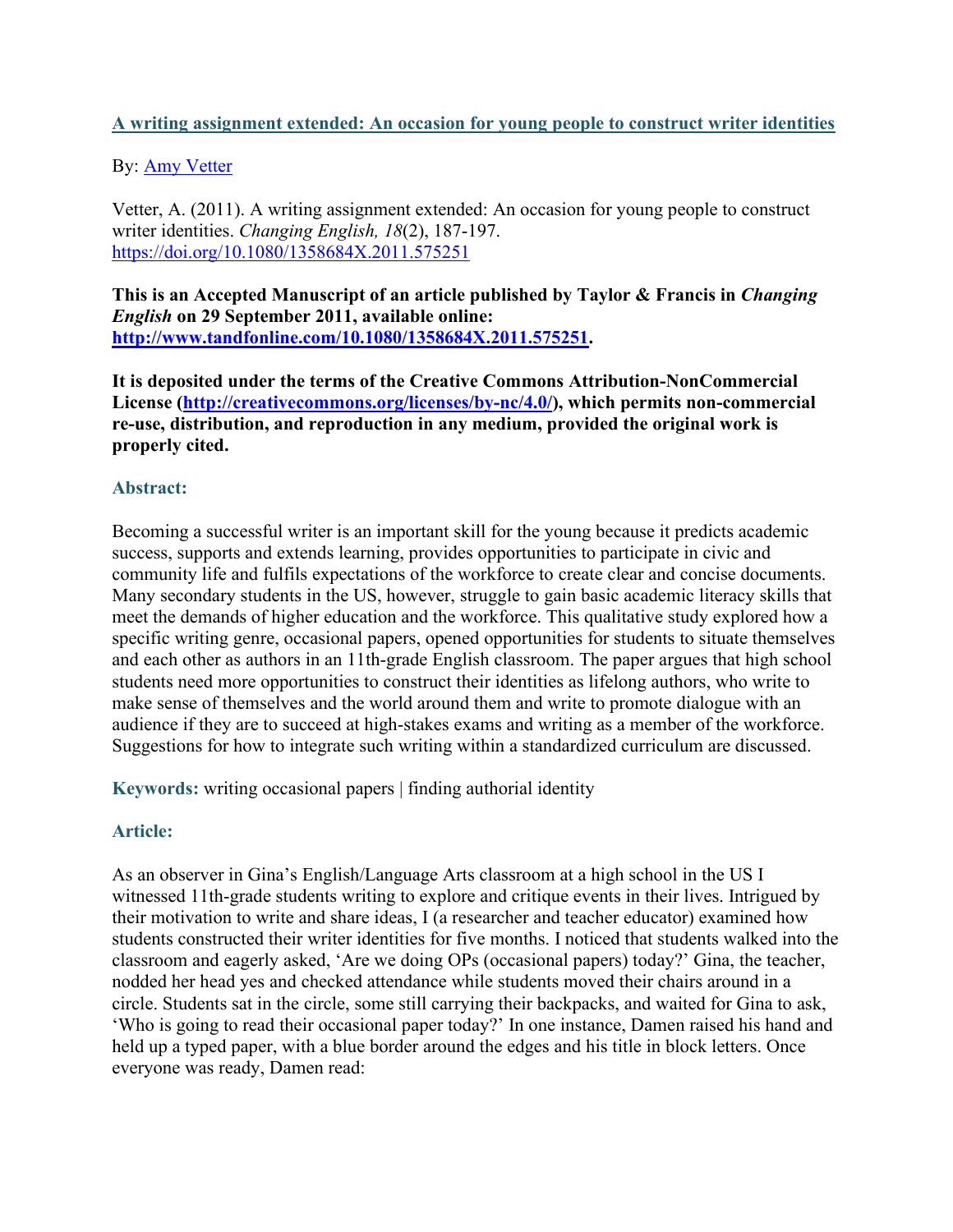## [A writing assignment extended: An occasion for young people to construct writer identities](https://doi.org/10.1080/1358684X.2011.575251)

By: [Amy Vetter](https://libres.uncg.edu/ir/uncg/clist.aspx?id=3436)

Vetter, A. (2011). A writing assignment extended: An occasion for young people to construct writer identities. *Changing English, 18*(2), 187-197. https://doi.org/10.1080/1358684X.2011.575251

**This is an Accepted Manuscript of an article published by Taylor & Francis in *Changing English* on 29 September 2011, available online: [http://www.tandfonline.com/10.1080/1358684X.2011.575251](http://www.tandfonline.com/10.1080/1358684X.2011.575251).**

**It is deposited under the terms of the Creative Commons Attribution-NonCommercial License ([http://creativecommons.org/licenses/by-nc/4.0/](http://creativecommons.org/licenses/by-nc/4.0/)), which permits non-commercial re-use, distribution, and reproduction in any medium, provided the original work is properly cited.**

### Abstract:

Becoming a successful writer is an important skill for the young because it predicts academic success, supports and extends learning, provides opportunities to participate in civic and community life and fulfils expectations of the workforce to create clear and concise documents. Many secondary students in the US, however, struggle to gain basic academic literacy skills that meet the demands of higher education and the workforce. This qualitative study explored how a specific writing genre, occasional papers, opened opportunities for students to situate themselves and each other as authors in an 11th-grade English classroom. The paper argues that high school students need more opportunities to construct their identities as lifelong authors, who write to make sense of themselves and the world around them and write to promote dialogue with an audience if they are to succeed at high-stakes exams and writing as a member of the workforce. Suggestions for how to integrate such writing within a standardized curriculum are discussed.

**Keywords:** writing occasional papers | finding authorial identity

### Article:

As an observer in Gina's English/Language Arts classroom at a high school in the US I witnessed 11th-grade students writing to explore and critique events in their lives. Intrigued by their motivation to write and share ideas, I (a researcher and teacher educator) examined how students constructed their writer identities for five months. I noticed that students walked into the classroom and eagerly asked, 'Are we doing OPs (occasional papers) today?' Gina, the teacher, nodded her head yes and checked attendance while students moved their chairs around in a circle. Students sat in the circle, some still carrying their backpacks, and waited for Gina to ask, 'Who is going to read their occasional paper today?' In one instance, Damen raised his hand and held up a typed paper, with a blue border around the edges and his title in block letters. Once everyone was ready, Damen read: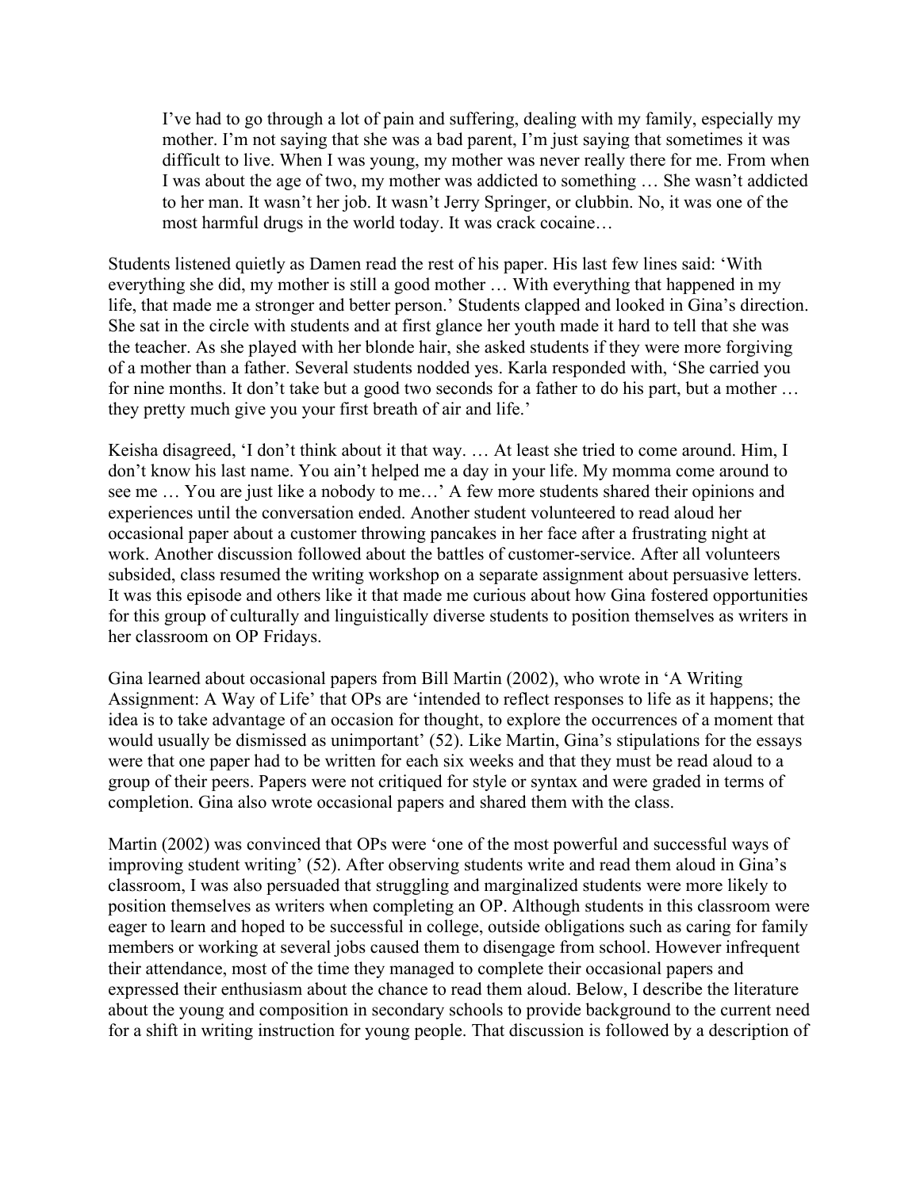> I've had to go through a lot of pain and suffering, dealing with my family, especially my mother. I'm not saying that she was a bad parent, I'm just saying that sometimes it was difficult to live. When I was young, my mother was never really there for me. From when I was about the age of two, my mother was addicted to something … She wasn't addicted to her man. It wasn't her job. It wasn't Jerry Springer, or clubbin. No, it was one of the most harmful drugs in the world today. It was crack cocaine…

Students listened quietly as Damen read the rest of his paper. His last few lines said: 'With everything she did, my mother is still a good mother … With everything that happened in my life, that made me a stronger and better person.' Students clapped and looked in Gina's direction. She sat in the circle with students and at first glance her youth made it hard to tell that she was the teacher. As she played with her blonde hair, she asked students if they were more forgiving of a mother than a father. Several students nodded yes. Karla responded with, 'She carried you for nine months. It don't take but a good two seconds for a father to do his part, but a mother … they pretty much give you your first breath of air and life.'

Keisha disagreed, 'I don't think about it that way. … At least she tried to come around. Him, I don't know his last name. You ain't helped me a day in your life. My momma come around to see me … You are just like a nobody to me…' A few more students shared their opinions and experiences until the conversation ended. Another student volunteered to read aloud her occasional paper about a customer throwing pancakes in her face after a frustrating night at work. Another discussion followed about the battles of customer-service. After all volunteers subsided, class resumed the writing workshop on a separate assignment about persuasive letters. It was this episode and others like it that made me curious about how Gina fostered opportunities for this group of culturally and linguistically diverse students to position themselves as writers in her classroom on OP Fridays.

Gina learned about occasional papers from Bill Martin (2002), who wrote in 'A Writing Assignment: A Way of Life' that OPs are 'intended to reflect responses to life as it happens; the idea is to take advantage of an occasion for thought, to explore the occurrences of a moment that would usually be dismissed as unimportant' (52). Like Martin, Gina's stipulations for the essays were that one paper had to be written for each six weeks and that they must be read aloud to a group of their peers. Papers were not critiqued for style or syntax and were graded in terms of completion. Gina also wrote occasional papers and shared them with the class.

Martin (2002) was convinced that OPs were 'one of the most powerful and successful ways of improving student writing' (52). After observing students write and read them aloud in Gina's classroom, I was also persuaded that struggling and marginalized students were more likely to position themselves as writers when completing an OP. Although students in this classroom were eager to learn and hoped to be successful in college, outside obligations such as caring for family members or working at several jobs caused them to disengage from school. However infrequent their attendance, most of the time they managed to complete their occasional papers and expressed their enthusiasm about the chance to read them aloud. Below, I describe the literature about the young and composition in secondary schools to provide background to the current need for a shift in writing instruction for young people. That discussion is followed by a description of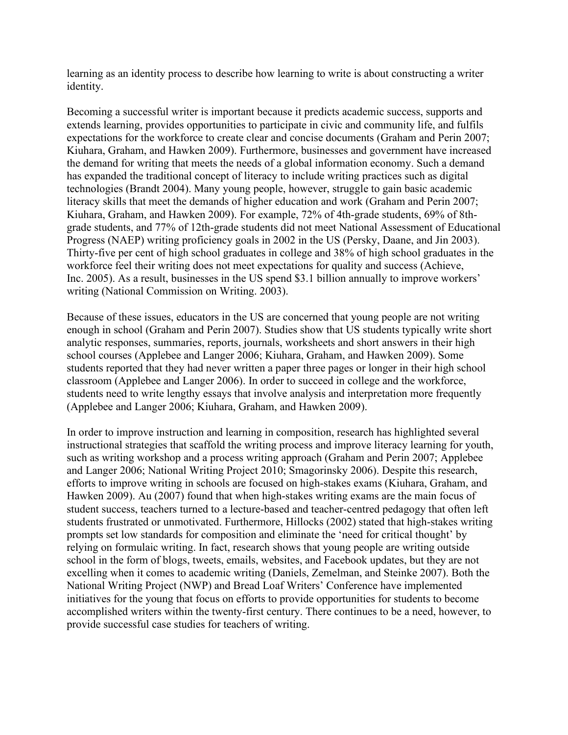learning as an identity process to describe how learning to write is about constructing a writer identity.

Becoming a successful writer is important because it predicts academic success, supports and extends learning, provides opportunities to participate in civic and community life, and fulfils expectations for the workforce to create clear and concise documents (Graham and Perin 2007; Kiuhara, Graham, and Hawken 2009). Furthermore, businesses and government have increased the demand for writing that meets the needs of a global information economy. Such a demand has expanded the traditional concept of literacy to include writing practices such as digital technologies (Brandt 2004). Many young people, however, struggle to gain basic academic literacy skills that meet the demands of higher education and work (Graham and Perin 2007; Kiuhara, Graham, and Hawken 2009). For example, 72% of 4th-grade students, 69% of 8th-grade students, and 77% of 12th-grade students did not meet National Assessment of Educational Progress (NAEP) writing proficiency goals in 2002 in the US (Persky, Daane, and Jin 2003). Thirty-five per cent of high school graduates in college and 38% of high school graduates in the workforce feel their writing does not meet expectations for quality and success (Achieve, Inc. 2005). As a result, businesses in the US spend $3.1 billion annually to improve workers' writing (National Commission on Writing. 2003).

Because of these issues, educators in the US are concerned that young people are not writing enough in school (Graham and Perin 2007). Studies show that US students typically write short analytic responses, summaries, reports, journals, worksheets and short answers in their high school courses (Applebee and Langer 2006; Kiuhara, Graham, and Hawken 2009). Some students reported that they had never written a paper three pages or longer in their high school classroom (Applebee and Langer 2006). In order to succeed in college and the workforce, students need to write lengthy essays that involve analysis and interpretation more frequently (Applebee and Langer 2006; Kiuhara, Graham, and Hawken 2009).

In order to improve instruction and learning in composition, research has highlighted several instructional strategies that scaffold the writing process and improve literacy learning for youth, such as writing workshop and a process writing approach (Graham and Perin 2007; Applebee and Langer 2006; National Writing Project 2010; Smagorinsky 2006). Despite this research, efforts to improve writing in schools are focused on high-stakes exams (Kiuhara, Graham, and Hawken 2009). Au (2007) found that when high-stakes writing exams are the main focus of student success, teachers turned to a lecture-based and teacher-centred pedagogy that often left students frustrated or unmotivated. Furthermore, Hillocks (2002) stated that high-stakes writing prompts set low standards for composition and eliminate the 'need for critical thought' by relying on formulaic writing. In fact, research shows that young people are writing outside school in the form of blogs, tweets, emails, websites, and Facebook updates, but they are not excelling when it comes to academic writing (Daniels, Zemelman, and Steinke 2007). Both the National Writing Project (NWP) and Bread Loaf Writers' Conference have implemented initiatives for the young that focus on efforts to provide opportunities for students to become accomplished writers within the twenty-first century. There continues to be a need, however, to provide successful case studies for teachers of writing.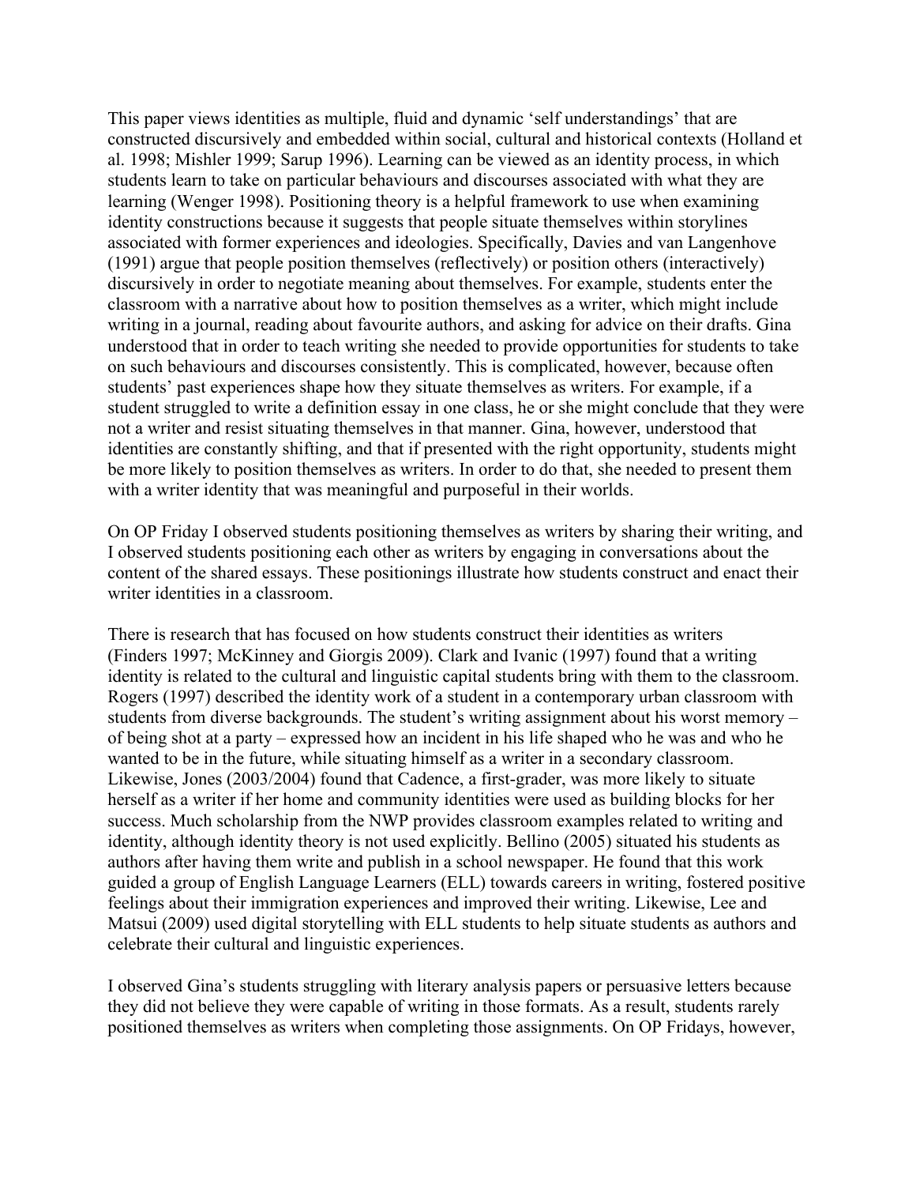This paper views identities as multiple, fluid and dynamic 'self understandings' that are constructed discursively and embedded within social, cultural and historical contexts (Holland et al. 1998; Mishler 1999; Sarup 1996). Learning can be viewed as an identity process, in which students learn to take on particular behaviours and discourses associated with what they are learning (Wenger 1998). Positioning theory is a helpful framework to use when examining identity constructions because it suggests that people situate themselves within storylines associated with former experiences and ideologies. Specifically, Davies and van Langenhove (1991) argue that people position themselves (reflectively) or position others (interactively) discursively in order to negotiate meaning about themselves. For example, students enter the classroom with a narrative about how to position themselves as a writer, which might include writing in a journal, reading about favourite authors, and asking for advice on their drafts. Gina understood that in order to teach writing she needed to provide opportunities for students to take on such behaviours and discourses consistently. This is complicated, however, because often students' past experiences shape how they situate themselves as writers. For example, if a student struggled to write a definition essay in one class, he or she might conclude that they were not a writer and resist situating themselves in that manner. Gina, however, understood that identities are constantly shifting, and that if presented with the right opportunity, students might be more likely to position themselves as writers. In order to do that, she needed to present them with a writer identity that was meaningful and purposeful in their worlds.

On OP Friday I observed students positioning themselves as writers by sharing their writing, and I observed students positioning each other as writers by engaging in conversations about the content of the shared essays. These positionings illustrate how students construct and enact their writer identities in a classroom.

There is research that has focused on how students construct their identities as writers (Finders 1997; McKinney and Giorgis 2009). Clark and Ivanic (1997) found that a writing identity is related to the cultural and linguistic capital students bring with them to the classroom. Rogers (1997) described the identity work of a student in a contemporary urban classroom with students from diverse backgrounds. The student's writing assignment about his worst memory – of being shot at a party – expressed how an incident in his life shaped who he was and who he wanted to be in the future, while situating himself as a writer in a secondary classroom. Likewise, Jones (2003/2004) found that Cadence, a first-grader, was more likely to situate herself as a writer if her home and community identities were used as building blocks for her success. Much scholarship from the NWP provides classroom examples related to writing and identity, although identity theory is not used explicitly. Bellino (2005) situated his students as authors after having them write and publish in a school newspaper. He found that this work guided a group of English Language Learners (ELL) towards careers in writing, fostered positive feelings about their immigration experiences and improved their writing. Likewise, Lee and Matsui (2009) used digital storytelling with ELL students to help situate students as authors and celebrate their cultural and linguistic experiences.

I observed Gina's students struggling with literary analysis papers or persuasive letters because they did not believe they were capable of writing in those formats. As a result, students rarely positioned themselves as writers when completing those assignments. On OP Fridays, however,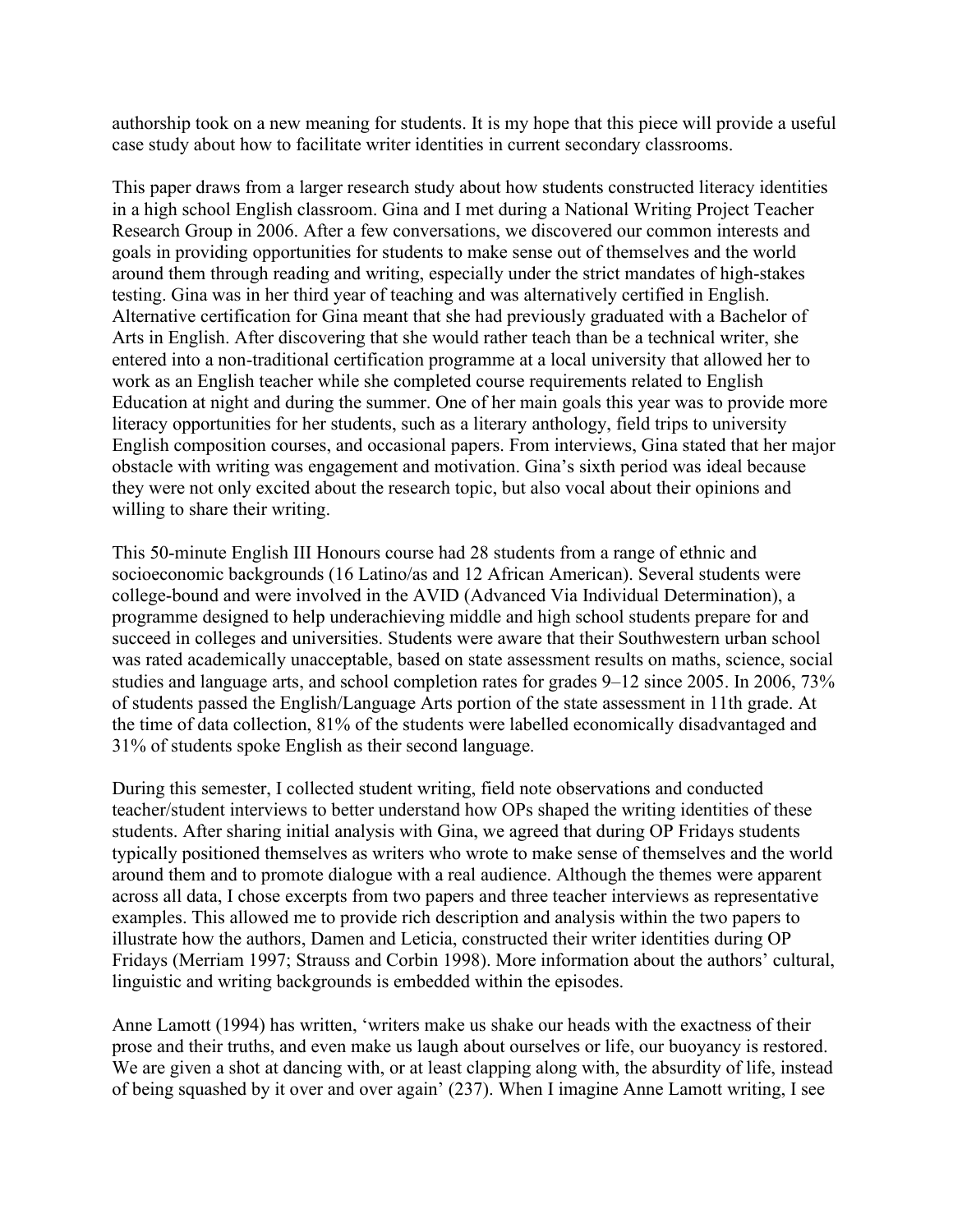authorship took on a new meaning for students. It is my hope that this piece will provide a useful case study about how to facilitate writer identities in current secondary classrooms.

This paper draws from a larger research study about how students constructed literacy identities in a high school English classroom. Gina and I met during a National Writing Project Teacher Research Group in 2006. After a few conversations, we discovered our common interests and goals in providing opportunities for students to make sense out of themselves and the world around them through reading and writing, especially under the strict mandates of high-stakes testing. Gina was in her third year of teaching and was alternatively certified in English. Alternative certification for Gina meant that she had previously graduated with a Bachelor of Arts in English. After discovering that she would rather teach than be a technical writer, she entered into a non-traditional certification programme at a local university that allowed her to work as an English teacher while she completed course requirements related to English Education at night and during the summer. One of her main goals this year was to provide more literacy opportunities for her students, such as a literary anthology, field trips to university English composition courses, and occasional papers. From interviews, Gina stated that her major obstacle with writing was engagement and motivation. Gina's sixth period was ideal because they were not only excited about the research topic, but also vocal about their opinions and willing to share their writing.

This 50-minute English III Honours course had 28 students from a range of ethnic and socioeconomic backgrounds (16 Latino/as and 12 African American). Several students were college-bound and were involved in the AVID (Advanced Via Individual Determination), a programme designed to help underachieving middle and high school students prepare for and succeed in colleges and universities. Students were aware that their Southwestern urban school was rated academically unacceptable, based on state assessment results on maths, science, social studies and language arts, and school completion rates for grades 9–12 since 2005. In 2006, 73% of students passed the English/Language Arts portion of the state assessment in 11th grade. At the time of data collection, 81% of the students were labelled economically disadvantaged and 31% of students spoke English as their second language.

During this semester, I collected student writing, field note observations and conducted teacher/student interviews to better understand how OPs shaped the writing identities of these students. After sharing initial analysis with Gina, we agreed that during OP Fridays students typically positioned themselves as writers who wrote to make sense of themselves and the world around them and to promote dialogue with a real audience. Although the themes were apparent across all data, I chose excerpts from two papers and three teacher interviews as representative examples. This allowed me to provide rich description and analysis within the two papers to illustrate how the authors, Damen and Leticia, constructed their writer identities during OP Fridays (Merriam 1997; Strauss and Corbin 1998). More information about the authors' cultural, linguistic and writing backgrounds is embedded within the episodes.

Anne Lamott (1994) has written, 'writers make us shake our heads with the exactness of their prose and their truths, and even make us laugh about ourselves or life, our buoyancy is restored. We are given a shot at dancing with, or at least clapping along with, the absurdity of life, instead of being squashed by it over and over again' (237). When I imagine Anne Lamott writing, I see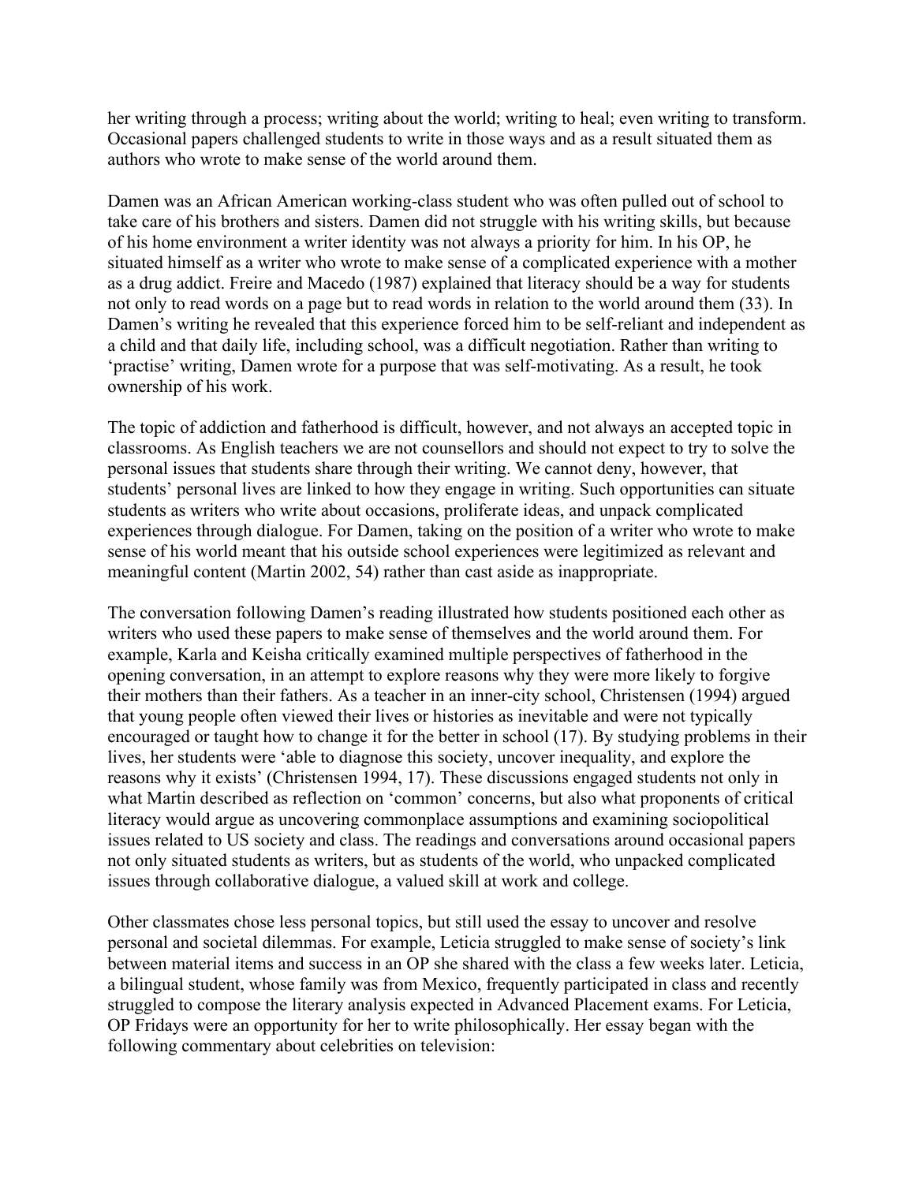her writing through a process; writing about the world; writing to heal; even writing to transform. Occasional papers challenged students to write in those ways and as a result situated them as authors who wrote to make sense of the world around them.

Damen was an African American working-class student who was often pulled out of school to take care of his brothers and sisters. Damen did not struggle with his writing skills, but because of his home environment a writer identity was not always a priority for him. In his OP, he situated himself as a writer who wrote to make sense of a complicated experience with a mother as a drug addict. Freire and Macedo (1987) explained that literacy should be a way for students not only to read words on a page but to read words in relation to the world around them (33). In Damen's writing he revealed that this experience forced him to be self-reliant and independent as a child and that daily life, including school, was a difficult negotiation. Rather than writing to 'practise' writing, Damen wrote for a purpose that was self-motivating. As a result, he took ownership of his work.

The topic of addiction and fatherhood is difficult, however, and not always an accepted topic in classrooms. As English teachers we are not counsellors and should not expect to try to solve the personal issues that students share through their writing. We cannot deny, however, that students' personal lives are linked to how they engage in writing. Such opportunities can situate students as writers who write about occasions, proliferate ideas, and unpack complicated experiences through dialogue. For Damen, taking on the position of a writer who wrote to make sense of his world meant that his outside school experiences were legitimized as relevant and meaningful content (Martin 2002, 54) rather than cast aside as inappropriate.

The conversation following Damen's reading illustrated how students positioned each other as writers who used these papers to make sense of themselves and the world around them. For example, Karla and Keisha critically examined multiple perspectives of fatherhood in the opening conversation, in an attempt to explore reasons why they were more likely to forgive their mothers than their fathers. As a teacher in an inner-city school, Christensen (1994) argued that young people often viewed their lives or histories as inevitable and were not typically encouraged or taught how to change it for the better in school (17). By studying problems in their lives, her students were 'able to diagnose this society, uncover inequality, and explore the reasons why it exists' (Christensen 1994, 17). These discussions engaged students not only in what Martin described as reflection on 'common' concerns, but also what proponents of critical literacy would argue as uncovering commonplace assumptions and examining sociopolitical issues related to US society and class. The readings and conversations around occasional papers not only situated students as writers, but as students of the world, who unpacked complicated issues through collaborative dialogue, a valued skill at work and college.

Other classmates chose less personal topics, but still used the essay to uncover and resolve personal and societal dilemmas. For example, Leticia struggled to make sense of society's link between material items and success in an OP she shared with the class a few weeks later. Leticia, a bilingual student, whose family was from Mexico, frequently participated in class and recently struggled to compose the literary analysis expected in Advanced Placement exams. For Leticia, OP Fridays were an opportunity for her to write philosophically. Her essay began with the following commentary about celebrities on television: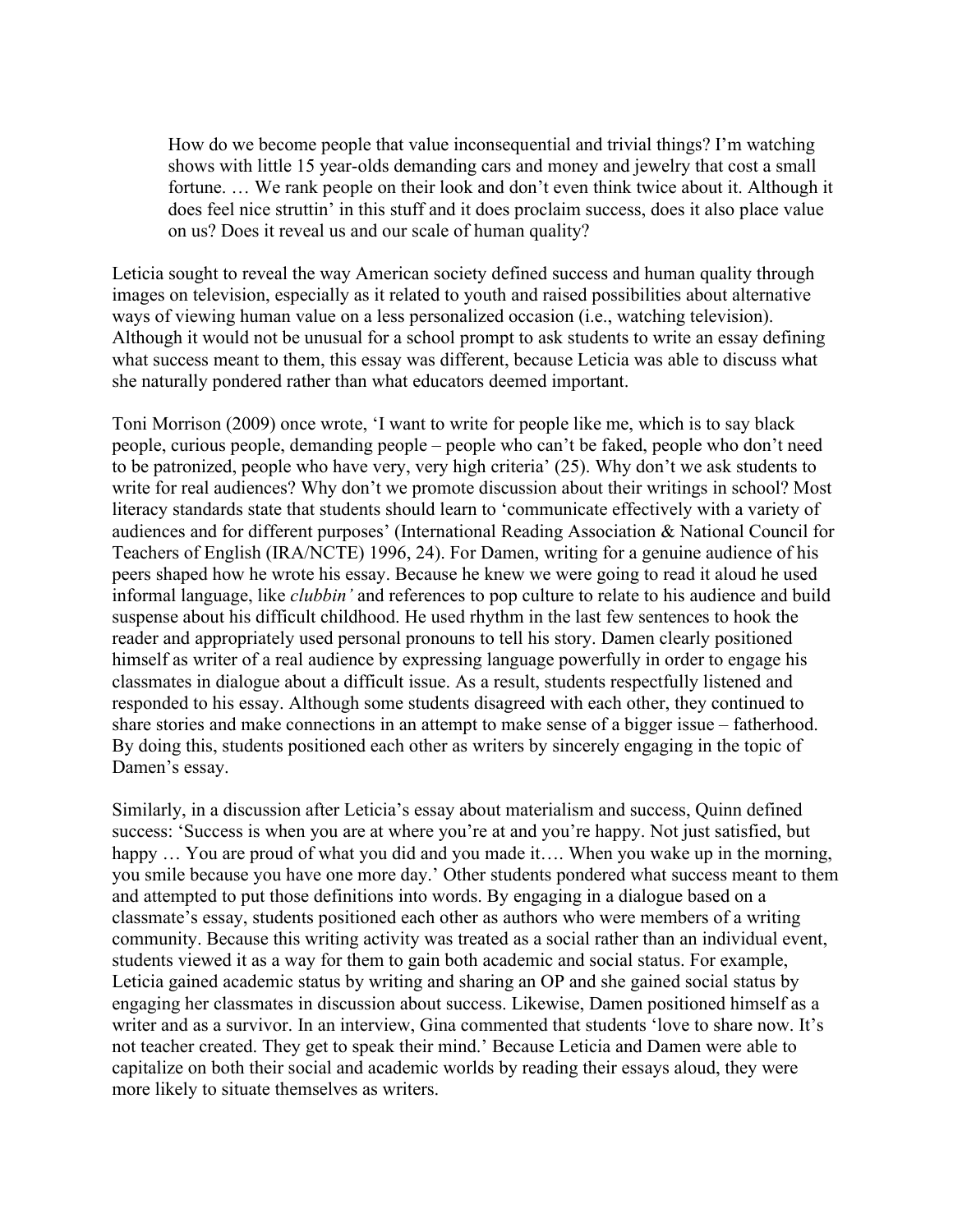> How do we become people that value inconsequential and trivial things? I'm watching shows with little 15 year-olds demanding cars and money and jewelry that cost a small fortune. … We rank people on their look and don't even think twice about it. Although it does feel nice struttin' in this stuff and it does proclaim success, does it also place value on us? Does it reveal us and our scale of human quality?

Leticia sought to reveal the way American society defined success and human quality through images on television, especially as it related to youth and raised possibilities about alternative ways of viewing human value on a less personalized occasion (i.e., watching television). Although it would not be unusual for a school prompt to ask students to write an essay defining what success meant to them, this essay was different, because Leticia was able to discuss what she naturally pondered rather than what educators deemed important.

Toni Morrison (2009) once wrote, 'I want to write for people like me, which is to say black people, curious people, demanding people – people who can't be faked, people who don't need to be patronized, people who have very, very high criteria' (25). Why don't we ask students to write for real audiences? Why don't we promote discussion about their writings in school? Most literacy standards state that students should learn to 'communicate effectively with a variety of audiences and for different purposes' (International Reading Association & National Council for Teachers of English (IRA/NCTE) 1996, 24). For Damen, writing for a genuine audience of his peers shaped how he wrote his essay. Because he knew we were going to read it aloud he used informal language, like *clubbin'* and references to pop culture to relate to his audience and build suspense about his difficult childhood. He used rhythm in the last few sentences to hook the reader and appropriately used personal pronouns to tell his story. Damen clearly positioned himself as writer of a real audience by expressing language powerfully in order to engage his classmates in dialogue about a difficult issue. As a result, students respectfully listened and responded to his essay. Although some students disagreed with each other, they continued to share stories and make connections in an attempt to make sense of a bigger issue – fatherhood. By doing this, students positioned each other as writers by sincerely engaging in the topic of Damen's essay.

Similarly, in a discussion after Leticia's essay about materialism and success, Quinn defined success: 'Success is when you are at where you're at and you're happy. Not just satisfied, but happy … You are proud of what you did and you made it…. When you wake up in the morning, you smile because you have one more day.' Other students pondered what success meant to them and attempted to put those definitions into words. By engaging in a dialogue based on a classmate's essay, students positioned each other as authors who were members of a writing community. Because this writing activity was treated as a social rather than an individual event, students viewed it as a way for them to gain both academic and social status. For example, Leticia gained academic status by writing and sharing an OP and she gained social status by engaging her classmates in discussion about success. Likewise, Damen positioned himself as a writer and as a survivor. In an interview, Gina commented that students 'love to share now. It's not teacher created. They get to speak their mind.' Because Leticia and Damen were able to capitalize on both their social and academic worlds by reading their essays aloud, they were more likely to situate themselves as writers.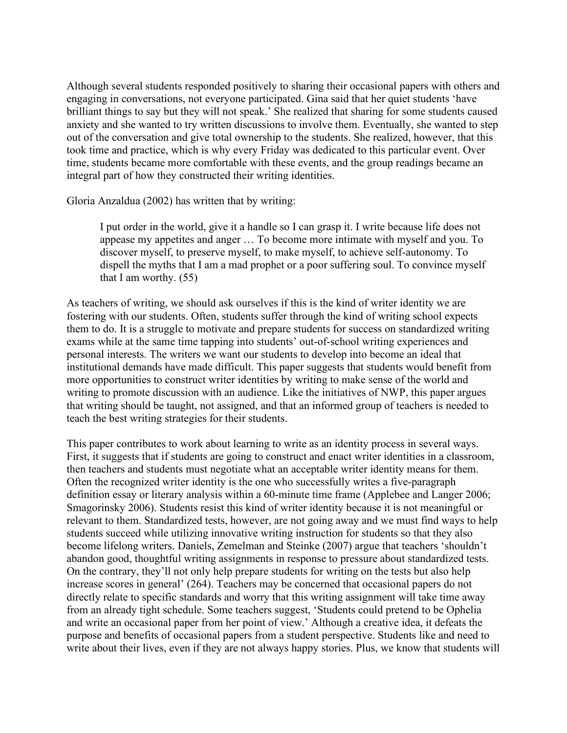Although several students responded positively to sharing their occasional papers with others and engaging in conversations, not everyone participated. Gina said that her quiet students 'have brilliant things to say but they will not speak.' She realized that sharing for some students caused anxiety and she wanted to try written discussions to involve them. Eventually, she wanted to step out of the conversation and give total ownership to the students. She realized, however, that this took time and practice, which is why every Friday was dedicated to this particular event. Over time, students became more comfortable with these events, and the group readings became an integral part of how they constructed their writing identities.

Gloria Anzaldua (2002) has written that by writing:

> I put order in the world, give it a handle so I can grasp it. I write because life does not appease my appetites and anger … To become more intimate with myself and you. To discover myself, to preserve myself, to make myself, to achieve self-autonomy. To dispell the myths that I am a mad prophet or a poor suffering soul. To convince myself that I am worthy. (55)

As teachers of writing, we should ask ourselves if this is the kind of writer identity we are fostering with our students. Often, students suffer through the kind of writing school expects them to do. It is a struggle to motivate and prepare students for success on standardized writing exams while at the same time tapping into students' out-of-school writing experiences and personal interests. The writers we want our students to develop into become an ideal that institutional demands have made difficult. This paper suggests that students would benefit from more opportunities to construct writer identities by writing to make sense of the world and writing to promote discussion with an audience. Like the initiatives of NWP, this paper argues that writing should be taught, not assigned, and that an informed group of teachers is needed to teach the best writing strategies for their students.

This paper contributes to work about learning to write as an identity process in several ways. First, it suggests that if students are going to construct and enact writer identities in a classroom, then teachers and students must negotiate what an acceptable writer identity means for them. Often the recognized writer identity is the one who successfully writes a five-paragraph definition essay or literary analysis within a 60-minute time frame (Applebee and Langer 2006; Smagorinsky 2006). Students resist this kind of writer identity because it is not meaningful or relevant to them. Standardized tests, however, are not going away and we must find ways to help students succeed while utilizing innovative writing instruction for students so that they also become lifelong writers. Daniels, Zemelman and Steinke (2007) argue that teachers 'shouldn't abandon good, thoughtful writing assignments in response to pressure about standardized tests. On the contrary, they'll not only help prepare students for writing on the tests but also help increase scores in general' (264). Teachers may be concerned that occasional papers do not directly relate to specific standards and worry that this writing assignment will take time away from an already tight schedule. Some teachers suggest, 'Students could pretend to be Ophelia and write an occasional paper from her point of view.' Although a creative idea, it defeats the purpose and benefits of occasional papers from a student perspective. Students like and need to write about their lives, even if they are not always happy stories. Plus, we know that students will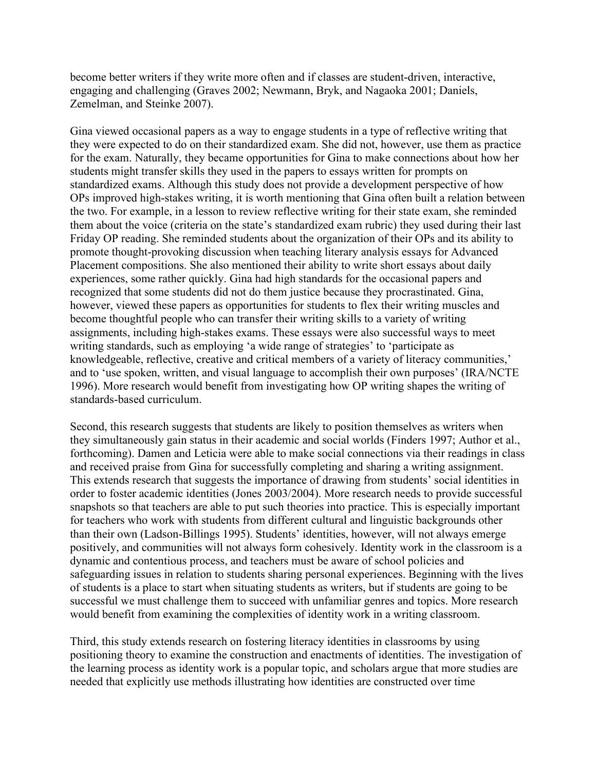become better writers if they write more often and if classes are student-driven, interactive, engaging and challenging (Graves 2002; Newmann, Bryk, and Nagaoka 2001; Daniels, Zemelman, and Steinke 2007).

Gina viewed occasional papers as a way to engage students in a type of reflective writing that they were expected to do on their standardized exam. She did not, however, use them as practice for the exam. Naturally, they became opportunities for Gina to make connections about how her students might transfer skills they used in the papers to essays written for prompts on standardized exams. Although this study does not provide a development perspective of how OPs improved high-stakes writing, it is worth mentioning that Gina often built a relation between the two. For example, in a lesson to review reflective writing for their state exam, she reminded them about the voice (criteria on the state's standardized exam rubric) they used during their last Friday OP reading. She reminded students about the organization of their OPs and its ability to promote thought-provoking discussion when teaching literary analysis essays for Advanced Placement compositions. She also mentioned their ability to write short essays about daily experiences, some rather quickly. Gina had high standards for the occasional papers and recognized that some students did not do them justice because they procrastinated. Gina, however, viewed these papers as opportunities for students to flex their writing muscles and become thoughtful people who can transfer their writing skills to a variety of writing assignments, including high-stakes exams. These essays were also successful ways to meet writing standards, such as employing 'a wide range of strategies' to 'participate as knowledgeable, reflective, creative and critical members of a variety of literacy communities,' and to 'use spoken, written, and visual language to accomplish their own purposes' (IRA/NCTE 1996). More research would benefit from investigating how OP writing shapes the writing of standards-based curriculum.

Second, this research suggests that students are likely to position themselves as writers when they simultaneously gain status in their academic and social worlds (Finders 1997; Author et al., forthcoming). Damen and Leticia were able to make social connections via their readings in class and received praise from Gina for successfully completing and sharing a writing assignment. This extends research that suggests the importance of drawing from students' social identities in order to foster academic identities (Jones 2003/2004). More research needs to provide successful snapshots so that teachers are able to put such theories into practice. This is especially important for teachers who work with students from different cultural and linguistic backgrounds other than their own (Ladson-Billings 1995). Students' identities, however, will not always emerge positively, and communities will not always form cohesively. Identity work in the classroom is a dynamic and contentious process, and teachers must be aware of school policies and safeguarding issues in relation to students sharing personal experiences. Beginning with the lives of students is a place to start when situating students as writers, but if students are going to be successful we must challenge them to succeed with unfamiliar genres and topics. More research would benefit from examining the complexities of identity work in a writing classroom.

Third, this study extends research on fostering literacy identities in classrooms by using positioning theory to examine the construction and enactments of identities. The investigation of the learning process as identity work is a popular topic, and scholars argue that more studies are needed that explicitly use methods illustrating how identities are constructed over time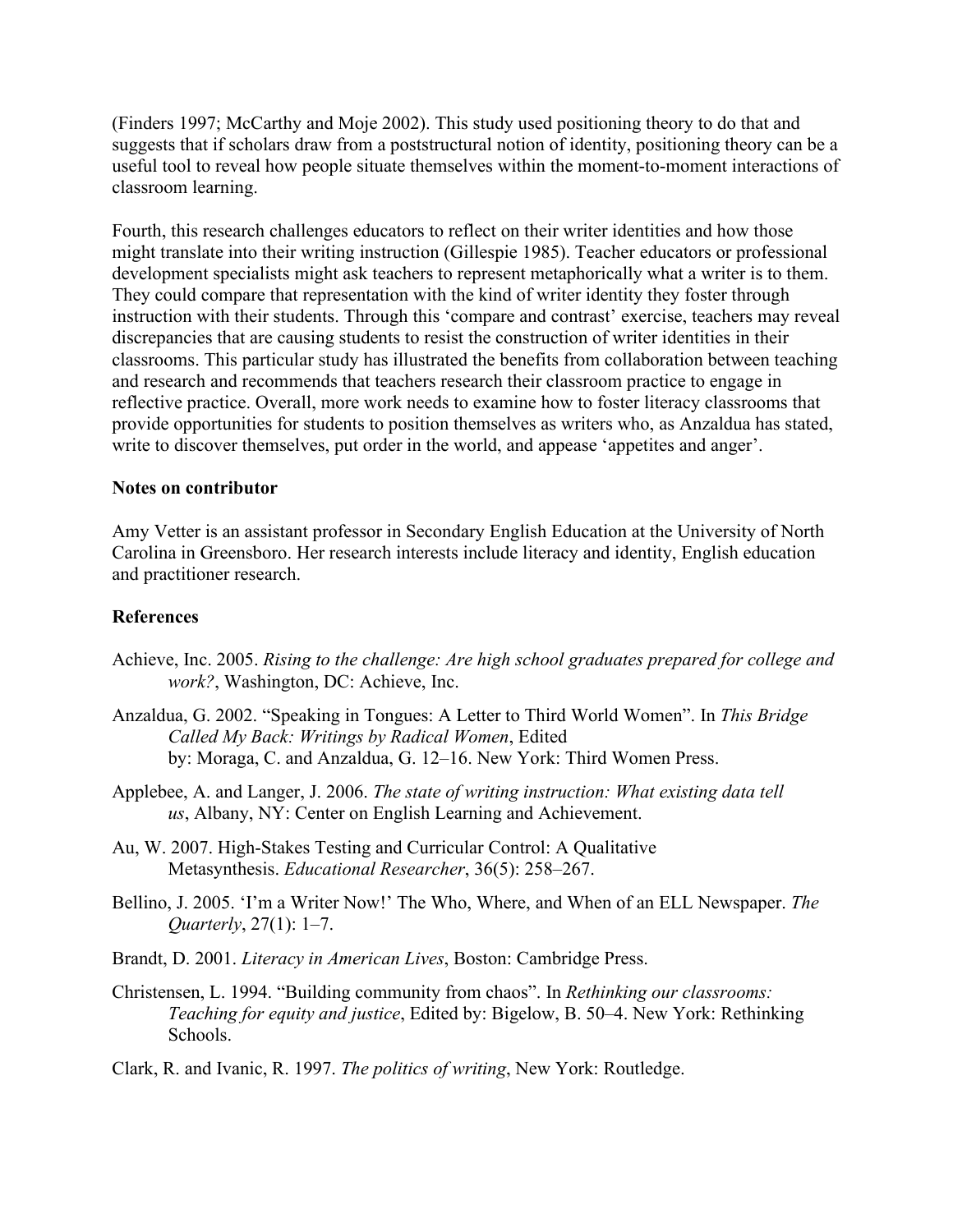(Finders 1997; McCarthy and Moje 2002). This study used positioning theory to do that and suggests that if scholars draw from a poststructural notion of identity, positioning theory can be a useful tool to reveal how people situate themselves within the moment-to-moment interactions of classroom learning.

Fourth, this research challenges educators to reflect on their writer identities and how those might translate into their writing instruction (Gillespie 1985). Teacher educators or professional development specialists might ask teachers to represent metaphorically what a writer is to them. They could compare that representation with the kind of writer identity they foster through instruction with their students. Through this 'compare and contrast' exercise, teachers may reveal discrepancies that are causing students to resist the construction of writer identities in their classrooms. This particular study has illustrated the benefits from collaboration between teaching and research and recommends that teachers research their classroom practice to engage in reflective practice. Overall, more work needs to examine how to foster literacy classrooms that provide opportunities for students to position themselves as writers who, as Anzaldua has stated, write to discover themselves, put order in the world, and appease 'appetites and anger'.

### Notes on contributor

Amy Vetter is an assistant professor in Secondary English Education at the University of North Carolina in Greensboro. Her research interests include literacy and identity, English education and practitioner research.

### References

Achieve, Inc. 2005. *Rising to the challenge: Are high school graduates prepared for college and work?*, Washington, DC: Achieve, Inc.

Anzaldua, G. 2002. "Speaking in Tongues: A Letter to Third World Women". In *This Bridge Called My Back: Writings by Radical Women*, Edited by: Moraga, C. and Anzaldua, G. 12–16. New York: Third Women Press.

Applebee, A. and Langer, J. 2006. *The state of writing instruction: What existing data tell us*, Albany, NY: Center on English Learning and Achievement.

Au, W. 2007. High-Stakes Testing and Curricular Control: A Qualitative Metasynthesis. *Educational Researcher*, 36(5): 258–267.

Bellino, J. 2005. 'I'm a Writer Now!' The Who, Where, and When of an ELL Newspaper. *The Quarterly*, 27(1): 1–7.

Brandt, D. 2001. *Literacy in American Lives*, Boston: Cambridge Press.

Christensen, L. 1994. "Building community from chaos". In *Rethinking our classrooms: Teaching for equity and justice*, Edited by: Bigelow, B. 50–4. New York: Rethinking Schools.

Clark, R. and Ivanic, R. 1997. *The politics of writing*, New York: Routledge.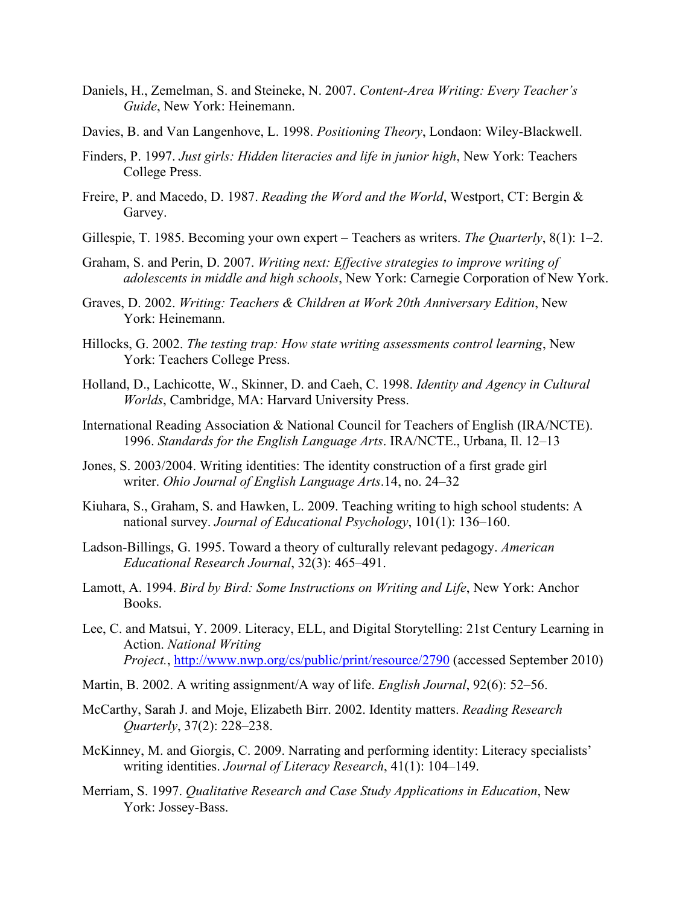Daniels, H., Zemelman, S. and Steineke, N. 2007. *Content-Area Writing: Every Teacher's Guide*, New York: Heinemann.

Davies, B. and Van Langenhove, L. 1998. *Positioning Theory*, Londaon: Wiley-Blackwell.

Finders, P. 1997. *Just girls: Hidden literacies and life in junior high*, New York: Teachers College Press.

Freire, P. and Macedo, D. 1987. *Reading the Word and the World*, Westport, CT: Bergin & Garvey.

Gillespie, T. 1985. Becoming your own expert – Teachers as writers. *The Quarterly*, 8(1): 1–2.

Graham, S. and Perin, D. 2007. *Writing next: Effective strategies to improve writing of adolescents in middle and high schools*, New York: Carnegie Corporation of New York.

Graves, D. 2002. *Writing: Teachers & Children at Work 20th Anniversary Edition*, New York: Heinemann.

Hillocks, G. 2002. *The testing trap: How state writing assessments control learning*, New York: Teachers College Press.

Holland, D., Lachicotte, W., Skinner, D. and Caeh, C. 1998. *Identity and Agency in Cultural Worlds*, Cambridge, MA: Harvard University Press.

International Reading Association & National Council for Teachers of English (IRA/NCTE). 1996. *Standards for the English Language Arts*. IRA/NCTE., Urbana, Il. 12–13

Jones, S. 2003/2004. Writing identities: The identity construction of a first grade girl writer. *Ohio Journal of English Language Arts*.14, no. 24–32

Kiuhara, S., Graham, S. and Hawken, L. 2009. Teaching writing to high school students: A national survey. *Journal of Educational Psychology*, 101(1): 136–160.

Ladson-Billings, G. 1995. Toward a theory of culturally relevant pedagogy. *American Educational Research Journal*, 32(3): 465–491.

Lamott, A. 1994. *Bird by Bird: Some Instructions on Writing and Life*, New York: Anchor Books.

Lee, C. and Matsui, Y. 2009. Literacy, ELL, and Digital Storytelling: 21st Century Learning in Action. *National Writing Project.*, http://www.nwp.org/cs/public/print/resource/2790 (accessed September 2010)

Martin, B. 2002. A writing assignment/A way of life. *English Journal*, 92(6): 52–56.

McCarthy, Sarah J. and Moje, Elizabeth Birr. 2002. Identity matters. *Reading Research Quarterly*, 37(2): 228–238.

McKinney, M. and Giorgis, C. 2009. Narrating and performing identity: Literacy specialists' writing identities. *Journal of Literacy Research*, 41(1): 104–149.

Merriam, S. 1997. *Qualitative Research and Case Study Applications in Education*, New York: Jossey-Bass.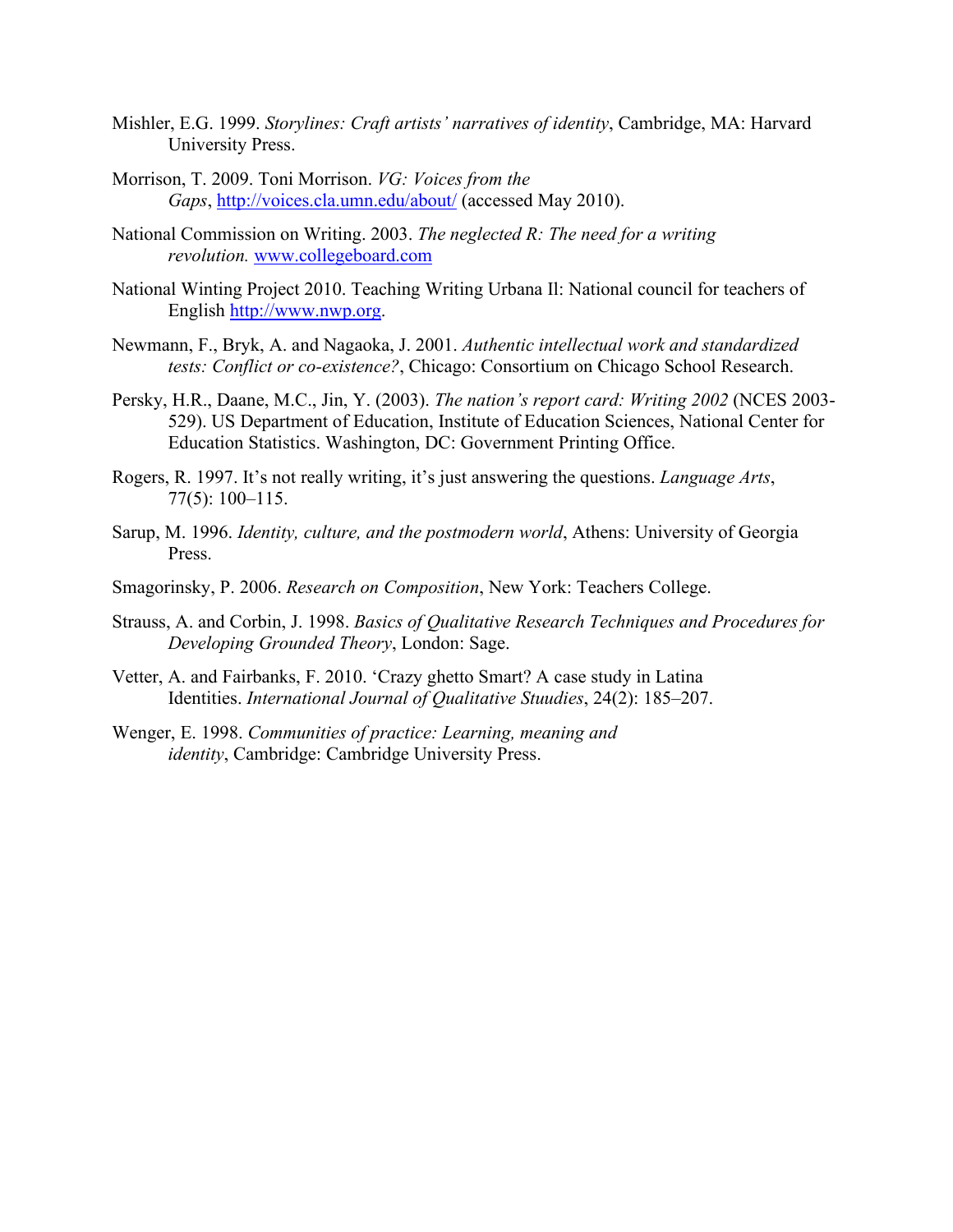Mishler, E.G. 1999. *Storylines: Craft artists' narratives of identity*, Cambridge, MA: Harvard University Press.

Morrison, T. 2009. Toni Morrison. *VG: Voices from the Gaps*, http://voices.cla.umn.edu/about/ (accessed May 2010).

National Commission on Writing. 2003. *The neglected R: The need for a writing revolution.* www.collegeboard.com

National Winting Project 2010. Teaching Writing Urbana Il: National council for teachers of English http://www.nwp.org.

Newmann, F., Bryk, A. and Nagaoka, J. 2001. *Authentic intellectual work and standardized tests: Conflict or co-existence?*, Chicago: Consortium on Chicago School Research.

Persky, H.R., Daane, M.C., Jin, Y. (2003). *The nation's report card: Writing 2002* (NCES 2003-529). US Department of Education, Institute of Education Sciences, National Center for Education Statistics. Washington, DC: Government Printing Office.

Rogers, R. 1997. It's not really writing, it's just answering the questions. *Language Arts*, 77(5): 100–115.

Sarup, M. 1996. *Identity, culture, and the postmodern world*, Athens: University of Georgia Press.

Smagorinsky, P. 2006. *Research on Composition*, New York: Teachers College.

Strauss, A. and Corbin, J. 1998. *Basics of Qualitative Research Techniques and Procedures for Developing Grounded Theory*, London: Sage.

Vetter, A. and Fairbanks, F. 2010. 'Crazy ghetto Smart? A case study in Latina Identities. *International Journal of Qualitative Stuudies*, 24(2): 185–207.

Wenger, E. 1998. *Communities of practice: Learning, meaning and identity*, Cambridge: Cambridge University Press.